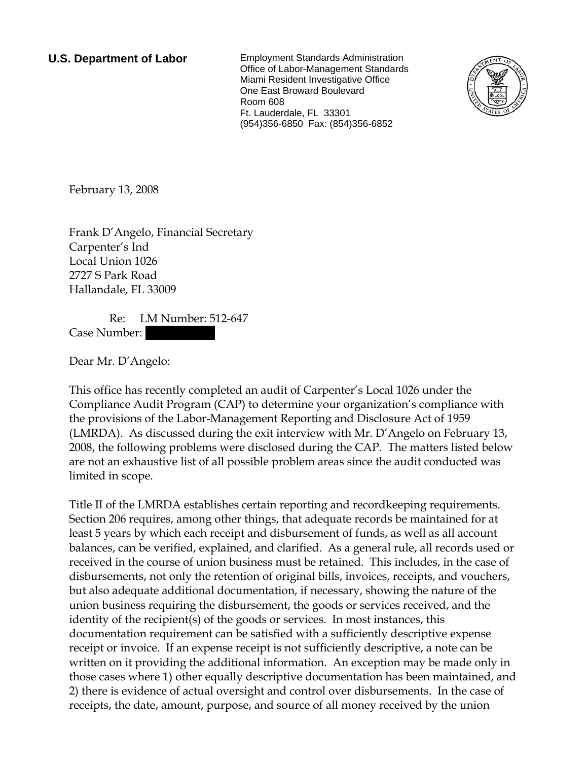**U.S. Department of Labor**

Employment Standards Administration
Office of Labor-Management Standards
Miami Resident Investigative Office
One East Broward Boulevard
Room 608
Ft. Lauderdale, FL 33301
(954)356-6850 Fax: (854)356-6852

February 13, 2008

Frank D'Angelo, Financial Secretary
Carpenter's Ind
Local Union 1026
2727 S Park Road
Hallandale, FL 33009

Re: LM Number: 512-647
Case Number: 

Dear Mr. D'Angelo:

This office has recently completed an audit of Carpenter's Local 1026 under the Compliance Audit Program (CAP) to determine your organization's compliance with the provisions of the Labor-Management Reporting and Disclosure Act of 1959 (LMRDA). As discussed during the exit interview with Mr. D'Angelo on February 13, 2008, the following problems were disclosed during the CAP. The matters listed below are not an exhaustive list of all possible problem areas since the audit conducted was limited in scope.

Title II of the LMRDA establishes certain reporting and recordkeeping requirements. Section 206 requires, among other things, that adequate records be maintained for at least 5 years by which each receipt and disbursement of funds, as well as all account balances, can be verified, explained, and clarified. As a general rule, all records used or received in the course of union business must be retained. This includes, in the case of disbursements, not only the retention of original bills, invoices, receipts, and vouchers, but also adequate additional documentation, if necessary, showing the nature of the union business requiring the disbursement, the goods or services received, and the identity of the recipient(s) of the goods or services. In most instances, this documentation requirement can be satisfied with a sufficiently descriptive expense receipt or invoice. If an expense receipt is not sufficiently descriptive, a note can be written on it providing the additional information. An exception may be made only in those cases where 1) other equally descriptive documentation has been maintained, and 2) there is evidence of actual oversight and control over disbursements. In the case of receipts, the date, amount, purpose, and source of all money received by the union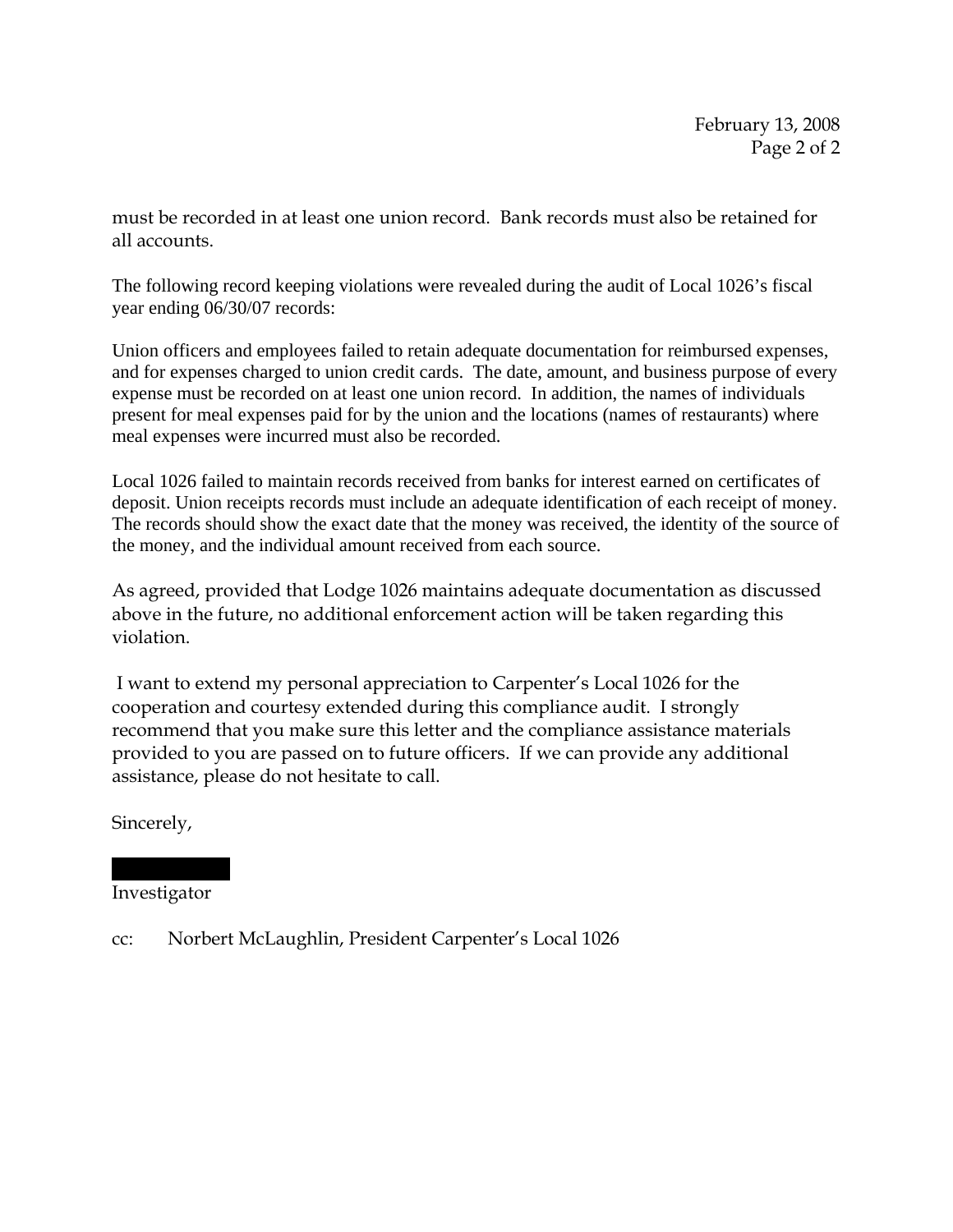must be recorded in at least one union record. Bank records must also be retained for all accounts.

The following record keeping violations were revealed during the audit of Local 1026's fiscal year ending 06/30/07 records:

Union officers and employees failed to retain adequate documentation for reimbursed expenses, and for expenses charged to union credit cards. The date, amount, and business purpose of every expense must be recorded on at least one union record. In addition, the names of individuals present for meal expenses paid for by the union and the locations (names of restaurants) where meal expenses were incurred must also be recorded.

Local 1026 failed to maintain records received from banks for interest earned on certificates of deposit. Union receipts records must include an adequate identification of each receipt of money. The records should show the exact date that the money was received, the identity of the source of the money, and the individual amount received from each source.

As agreed, provided that Lodge 1026 maintains adequate documentation as discussed above in the future, no additional enforcement action will be taken regarding this violation.

I want to extend my personal appreciation to Carpenter's Local 1026 for the cooperation and courtesy extended during this compliance audit. I strongly recommend that you make sure this letter and the compliance assistance materials provided to you are passed on to future officers. If we can provide any additional assistance, please do not hesitate to call.

Sincerely,

Investigator

cc: Norbert McLaughlin, President Carpenter's Local 1026